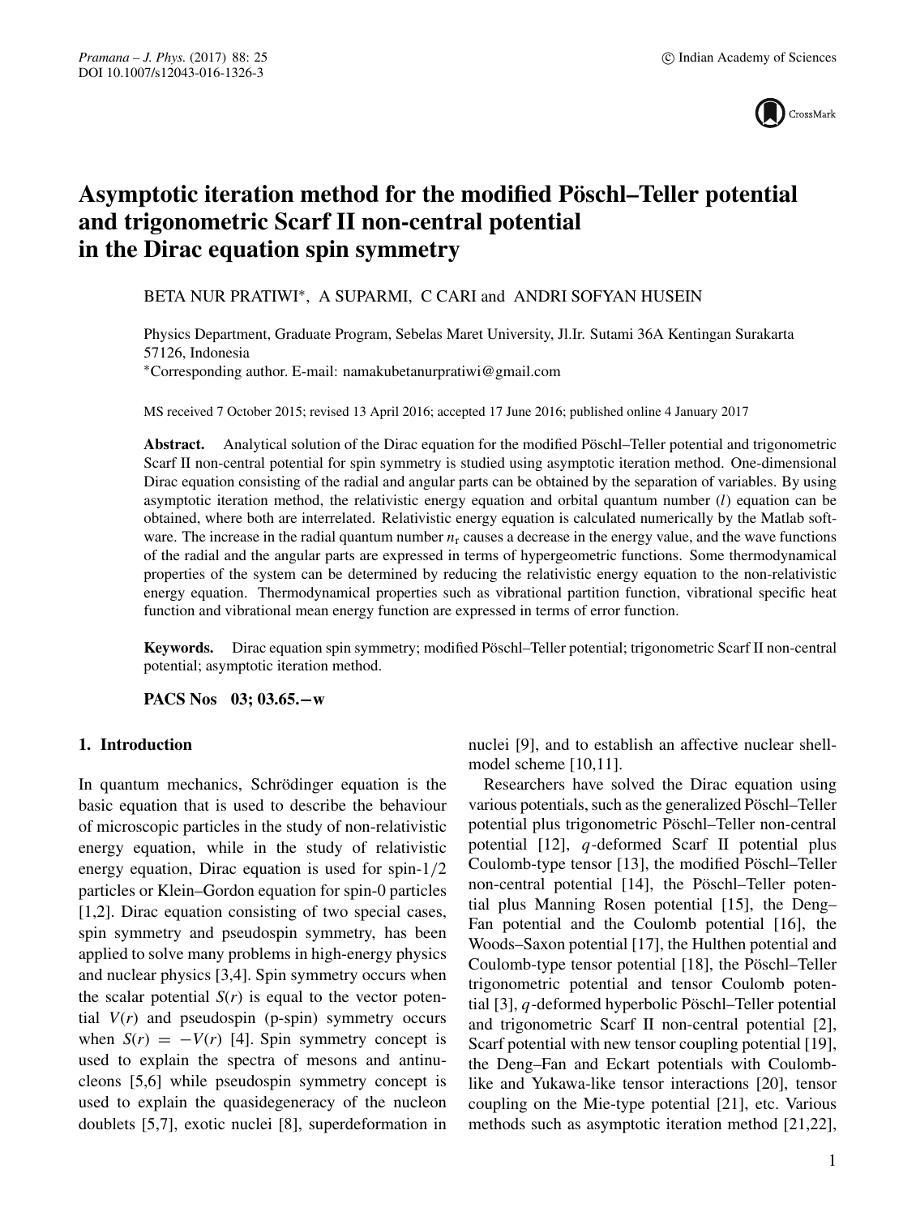# Asymptotic iteration method for the modified Pöschl–Teller potential and trigonometric Scarf II non-central potential in the Dirac equation spin symmetry

BETA NUR PRATIWI*, A SUPARMI, C CARI and ANDRI SOFYAN HUSEIN

Physics Department, Graduate Program, Sebelas Maret University, Jl.Ir. Sutami 36A Kentingan Surakarta 57126, Indonesia

*Corresponding author. E-mail: namakubetanurpratiwi@gmail.com

MS received 7 October 2015; revised 13 April 2016; accepted 17 June 2016; published online 4 January 2017

**Abstract.** Analytical solution of the Dirac equation for the modified Pöschl–Teller potential and trigonometric Scarf II non-central potential for spin symmetry is studied using asymptotic iteration method. One-dimensional Dirac equation consisting of the radial and angular parts can be obtained by the separation of variables. By using asymptotic iteration method, the relativistic energy equation and orbital quantum number ($l$) equation can be obtained, where both are interrelated. Relativistic energy equation is calculated numerically by the Matlab software. The increase in the radial quantum number $n_r$ causes a decrease in the energy value, and the wave functions of the radial and the angular parts are expressed in terms of hypergeometric functions. Some thermodynamical properties of the system can be determined by reducing the relativistic energy equation to the non-relativistic energy equation. Thermodynamical properties such as vibrational partition function, vibrational specific heat function and vibrational mean energy function are expressed in terms of error function.

**Keywords.** Dirac equation spin symmetry; modified Pöschl–Teller potential; trigonometric Scarf II non-central potential; asymptotic iteration method.

**PACS Nos** 03; 03.65.−w

## 1. Introduction

In quantum mechanics, Schrödinger equation is the basic equation that is used to describe the behaviour of microscopic particles in the study of non-relativistic energy equation, while in the study of relativistic energy equation, Dirac equation is used for spin-1/2 particles or Klein–Gordon equation for spin-0 particles [1,2]. Dirac equation consisting of two special cases, spin symmetry and pseudospin symmetry, has been applied to solve many problems in high-energy physics and nuclear physics [3,4]. Spin symmetry occurs when the scalar potential $S(r)$ is equal to the vector potential $V(r)$ and pseudospin (p-spin) symmetry occurs when $S(r) = -V(r)$ [4]. Spin symmetry concept is used to explain the spectra of mesons and antinucleons [5,6] while pseudospin symmetry concept is used to explain the quasidegeneracy of the nucleon doublets [5,7], exotic nuclei [8], superdeformation in nuclei [9], and to establish an affective nuclear shell-model scheme [10,11].

Researchers have solved the Dirac equation using various potentials, such as the generalized Pöschl–Teller potential plus trigonometric Pöschl–Teller non-central potential [12], $q$-deformed Scarf II potential plus Coulomb-type tensor [13], the modified Pöschl–Teller non-central potential [14], the Pöschl–Teller potential plus Manning Rosen potential [15], the Deng–Fan potential and the Coulomb potential [16], the Woods–Saxon potential [17], the Hulthen potential and Coulomb-type tensor potential [18], the Pöschl–Teller trigonometric potential and tensor Coulomb potential [3], $q$-deformed hyperbolic Pöschl–Teller potential and trigonometric Scarf II non-central potential [2], Scarf potential with new tensor coupling potential [19], the Deng–Fan and Eckart potentials with Coulomb-like and Yukawa-like tensor interactions [20], tensor coupling on the Mie-type potential [21], etc. Various methods such as asymptotic iteration method [21,22],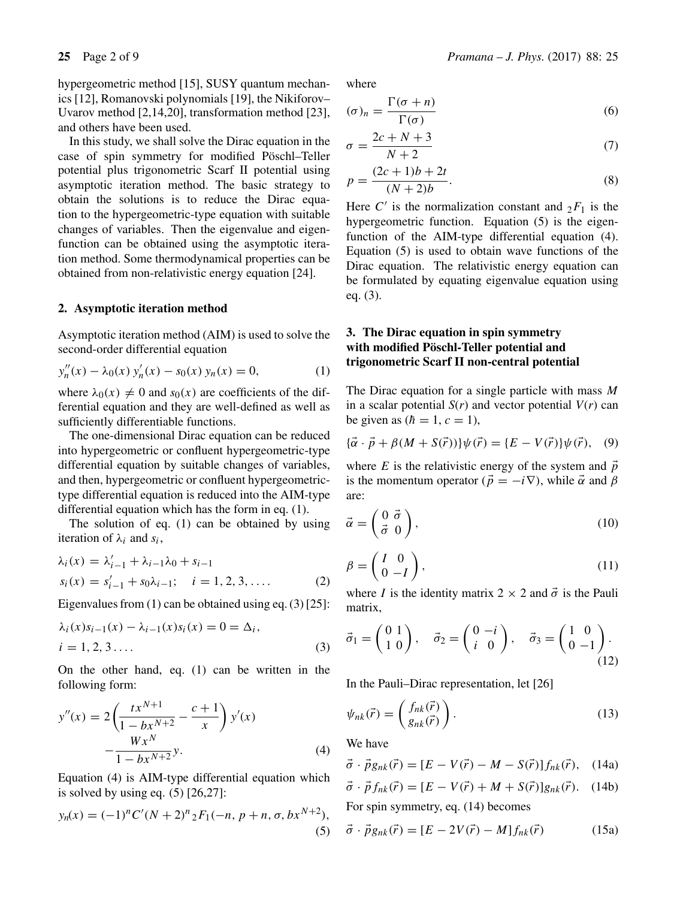hypergeometric method [15], SUSY quantum mechanics [12], Romanovski polynomials [19], the Nikiforov–Uvarov method [2,14,20], transformation method [23], and others have been used.

In this study, we shall solve the Dirac equation in the case of spin symmetry for modified Pöschl–Teller potential plus trigonometric Scarf II potential using asymptotic iteration method. The basic strategy to obtain the solutions is to reduce the Dirac equation to the hypergeometric-type equation with suitable changes of variables. Then the eigenvalue and eigenfunction can be obtained using the asymptotic iteration method. Some thermodynamical properties can be obtained from non-relativistic energy equation [24].

## 2. Asymptotic iteration method

Asymptotic iteration method (AIM) is used to solve the second-order differential equation

$$y_n''(x) - \lambda_0(x)\, y_n'(x) - s_0(x)\, y_n(x) = 0, \tag{1}$$

where $\lambda_0(x) \neq 0$ and $s_0(x)$ are coefficients of the differential equation and they are well-defined as well as sufficiently differentiable functions.

The one-dimensional Dirac equation can be reduced into hypergeometric or confluent hypergeometric-type differential equation by suitable changes of variables, and then, hypergeometric or confluent hypergeometric-type differential equation is reduced into the AIM-type differential equation which has the form in eq. (1).

The solution of eq. (1) can be obtained by using iteration of $\lambda_i$ and $s_i$,

$$\begin{aligned}\lambda_i(x) &= \lambda_{i-1}' + \lambda_{i-1}\lambda_0 + s_{i-1}\\ s_i(x) &= s_{i-1}' + s_0\lambda_{i-1}; \quad i = 1, 2, 3, \ldots.\end{aligned} \tag{2}$$

Eigenvalues from (1) can be obtained using eq. (3) [25]:

$$\lambda_i(x)s_{i-1}(x) - \lambda_{i-1}(x)s_i(x) = 0 = \Delta_i, \quad i = 1, 2, 3 \ldots. \tag{3}$$

On the other hand, eq. (1) can be written in the following form:

$$y''(x) = 2\left(\frac{tx^{N+1}}{1 - bx^{N+2}} - \frac{c+1}{x}\right) y'(x) - \frac{Wx^N}{1 - bx^{N+2}} y. \tag{4}$$

Equation (4) is AIM-type differential equation which is solved by using eq. (5) [26,27]:

$$y_n(x) = (-1)^n C'(N+2)^n\, {}_2F_1(-n, p+n, \sigma, bx^{N+2}), \tag{5}$$

where

$$(\sigma)_n = \frac{\Gamma(\sigma + n)}{\Gamma(\sigma)} \tag{6}$$

$$\sigma = \frac{2c + N + 3}{N + 2} \tag{7}$$

$$p = \frac{(2c+1)b + 2t}{(N+2)b}. \tag{8}$$

Here $C'$ is the normalization constant and ${}_2F_1$ is the hypergeometric function. Equation (5) is the eigenfunction of the AIM-type differential equation (4). Equation (5) is used to obtain wave functions of the Dirac equation. The relativistic energy equation can be formulated by equating eigenvalue equation using eq. (3).

## 3. The Dirac equation in spin symmetry with modified Pöschl-Teller potential and trigonometric Scarf II non-central potential

The Dirac equation for a single particle with mass $M$ in a scalar potential $S(r)$ and vector potential $V(r)$ can be given as ($\hbar = 1$, $c = 1$),

$$\{\vec{\alpha} \cdot \vec{p} + \beta(M + S(\vec{r}))\}\psi(\vec{r}) = \{E - V(\vec{r})\}\psi(\vec{r}), \tag{9}$$

where $E$ is the relativistic energy of the system and $\vec{p}$ is the momentum operator ($\vec{p} = -i\nabla$), while $\vec{\alpha}$ and $\beta$ are:

$$\vec{\alpha} = \begin{pmatrix} 0 & \vec{\sigma} \\ \vec{\sigma} & 0 \end{pmatrix}, \tag{10}$$

$$\beta = \begin{pmatrix} I & 0 \\ 0 & -I \end{pmatrix}, \tag{11}$$

where $I$ is the identity matrix $2 \times 2$ and $\vec{\sigma}$ is the Pauli matrix,

$$\vec{\sigma}_1 = \begin{pmatrix} 0 & 1 \\ 1 & 0 \end{pmatrix}, \quad \vec{\sigma}_2 = \begin{pmatrix} 0 & -i \\ i & 0 \end{pmatrix}, \quad \vec{\sigma}_3 = \begin{pmatrix} 1 & 0 \\ 0 & -1 \end{pmatrix}. \tag{12}$$

In the Pauli–Dirac representation, let [26]

$$\psi_{nk}(\vec{r}) = \begin{pmatrix} f_{nk}(\vec{r}) \\ g_{nk}(\vec{r}) \end{pmatrix}. \tag{13}$$

We have

$$\vec{\sigma} \cdot \vec{p} g_{nk}(\vec{r}) = [E - V(\vec{r}) - M - S(\vec{r})] f_{nk}(\vec{r}), \tag{14a}$$

$$\vec{\sigma} \cdot \vec{p} f_{nk}(\vec{r}) = [E - V(\vec{r}) + M + S(\vec{r})] g_{nk}(\vec{r}). \tag{14b}$$

For spin symmetry, eq. (14) becomes

$$\vec{\sigma} \cdot \vec{p} g_{nk}(\vec{r}) = [E - 2V(\vec{r}) - M] f_{nk}(\vec{r}) \tag{15a}$$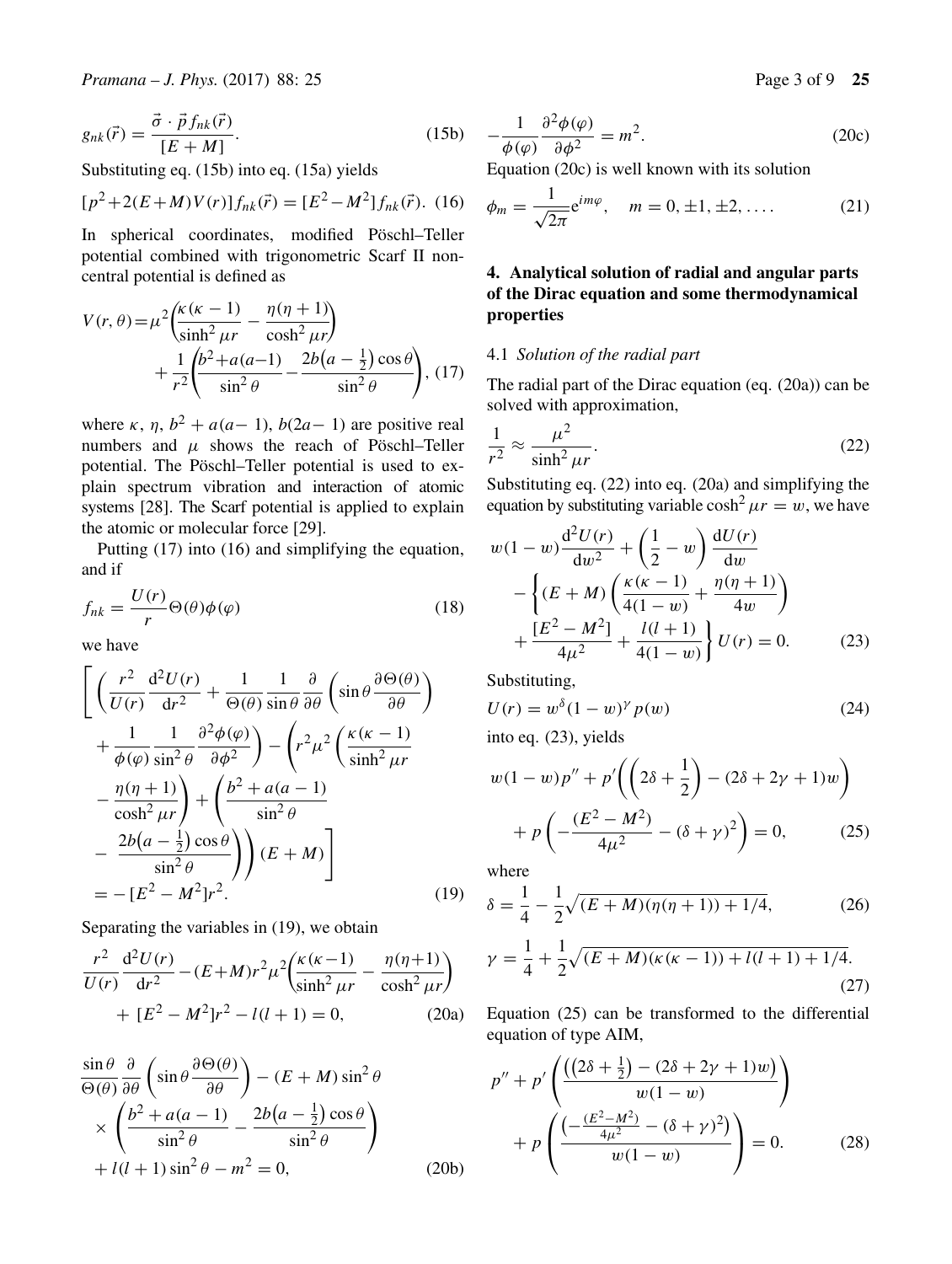$$g_{nk}(\vec{r}) = \frac{\vec{\sigma} \cdot \vec{p} f_{nk}(\vec{r})}{[E+M]}. \tag{15b}$$

Substituting eq. (15b) into eq. (15a) yields

$$[p^2 + 2(E+M)V(r)] f_{nk}(\vec{r}) = [E^2 - M^2] f_{nk}(\vec{r}). \tag{16}$$

In spherical coordinates, modified Pöschl–Teller potential combined with trigonometric Scarf II non-central potential is defined as

$$V(r,\theta) = \mu^2 \left( \frac{\kappa(\kappa-1)}{\sinh^2 \mu r} - \frac{\eta(\eta+1)}{\cosh^2 \mu r} \right) + \frac{1}{r^2} \left( \frac{b^2 + a(a-1)}{\sin^2 \theta} - \frac{2b\left(a - \frac{1}{2}\right)\cos\theta}{\sin^2\theta} \right), \tag{17}$$

where $\kappa$, $\eta$, $b^2 + a(a-1)$, $b(2a-1)$ are positive real numbers and $\mu$ shows the reach of Pöschl–Teller potential. The Pöschl–Teller potential is used to explain spectrum vibration and interaction of atomic systems [28]. The Scarf potential is applied to explain the atomic or molecular force [29].

Putting (17) into (16) and simplifying the equation, and if

$$f_{nk} = \frac{U(r)}{r} \Theta(\theta) \phi(\varphi) \tag{18}$$

we have

$$\Bigg[ \left( \frac{r^2}{U(r)} \frac{d^2 U(r)}{dr^2} + \frac{1}{\Theta(\theta)} \frac{1}{\sin\theta} \frac{\partial}{\partial\theta} \left( \sin\theta \frac{\partial \Theta(\theta)}{\partial\theta} \right) + \frac{1}{\phi(\varphi)} \frac{1}{\sin^2\theta} \frac{\partial^2 \phi(\varphi)}{\partial \phi^2} \right) - \left( r^2 \mu^2 \left( \frac{\kappa(\kappa-1)}{\sinh^2 \mu r} - \frac{\eta(\eta+1)}{\cosh^2 \mu r} \right) + \left( \frac{b^2 + a(a-1)}{\sin^2\theta} - \frac{2b\left(a-\frac{1}{2}\right)\cos\theta}{\sin^2\theta} \right) \right)(E+M) \Bigg] = -[E^2 - M^2] r^2. \tag{19}$$

Separating the variables in (19), we obtain

$$\frac{r^2}{U(r)} \frac{d^2 U(r)}{dr^2} - (E+M) r^2 \mu^2 \left( \frac{\kappa(\kappa-1)}{\sinh^2 \mu r} - \frac{\eta(\eta+1)}{\cosh^2 \mu r} \right) + [E^2 - M^2] r^2 - l(l+1) = 0, \tag{20a}$$

$$\frac{\sin\theta}{\Theta(\theta)} \frac{\partial}{\partial\theta} \left( \sin\theta \frac{\partial \Theta(\theta)}{\partial\theta} \right) - (E+M)\sin^2\theta \times \left( \frac{b^2 + a(a-1)}{\sin^2\theta} - \frac{2b\left(a-\frac{1}{2}\right)\cos\theta}{\sin^2\theta} \right) + l(l+1)\sin^2\theta - m^2 = 0, \tag{20b}$$

$$-\frac{1}{\phi(\varphi)} \frac{\partial^2 \phi(\varphi)}{\partial \phi^2} = m^2. \tag{20c}$$

Equation (20c) is well known with its solution

$$\phi_m = \frac{1}{\sqrt{2\pi}} e^{im\varphi}, \quad m = 0, \pm 1, \pm 2, \ldots. \tag{21}$$

## 4. Analytical solution of radial and angular parts of the Dirac equation and some thermodynamical properties

### 4.1 *Solution of the radial part*

The radial part of the Dirac equation (eq. (20a)) can be solved with approximation,

$$\frac{1}{r^2} \approx \frac{\mu^2}{\sinh^2 \mu r}. \tag{22}$$

Substituting eq. (22) into eq. (20a) and simplifying the equation by substituting variable $\cosh^2 \mu r = w$, we have

$$w(1-w)\frac{d^2 U(r)}{dw^2} + \left( \frac{1}{2} - w \right) \frac{dU(r)}{dw} - \left\{ (E+M) \left( \frac{\kappa(\kappa-1)}{4(1-w)} + \frac{\eta(\eta+1)}{4w} \right) + \frac{[E^2 - M^2]}{4\mu^2} + \frac{l(l+1)}{4(1-w)} \right\} U(r) = 0. \tag{23}$$

Substituting,

$$U(r) = w^\delta (1-w)^\gamma p(w) \tag{24}$$

into eq. (23), yields

$$w(1-w)p'' + p' \left( \left( 2\delta + \frac{1}{2} \right) - (2\delta + 2\gamma + 1)w \right) + p \left( -\frac{(E^2 - M^2)}{4\mu^2} - (\delta + \gamma)^2 \right) = 0, \tag{25}$$

where

$$\delta = \frac{1}{4} - \frac{1}{2}\sqrt{(E+M)(\eta(\eta+1)) + 1/4}, \tag{26}$$

$$\gamma = \frac{1}{4} + \frac{1}{2}\sqrt{(E+M)(\kappa(\kappa-1)) + l(l+1) + 1/4}. \tag{27}$$

Equation (25) can be transformed to the differential equation of type AIM,

$$p'' + p' \left( \frac{\left( \left( 2\delta + \frac{1}{2} \right) - (2\delta + 2\gamma + 1)w \right)}{w(1-w)} \right) + p \left( \frac{\left( -\frac{(E^2 - M^2)}{4\mu^2} - (\delta + \gamma)^2 \right)}{w(1-w)} \right) = 0. \tag{28}$$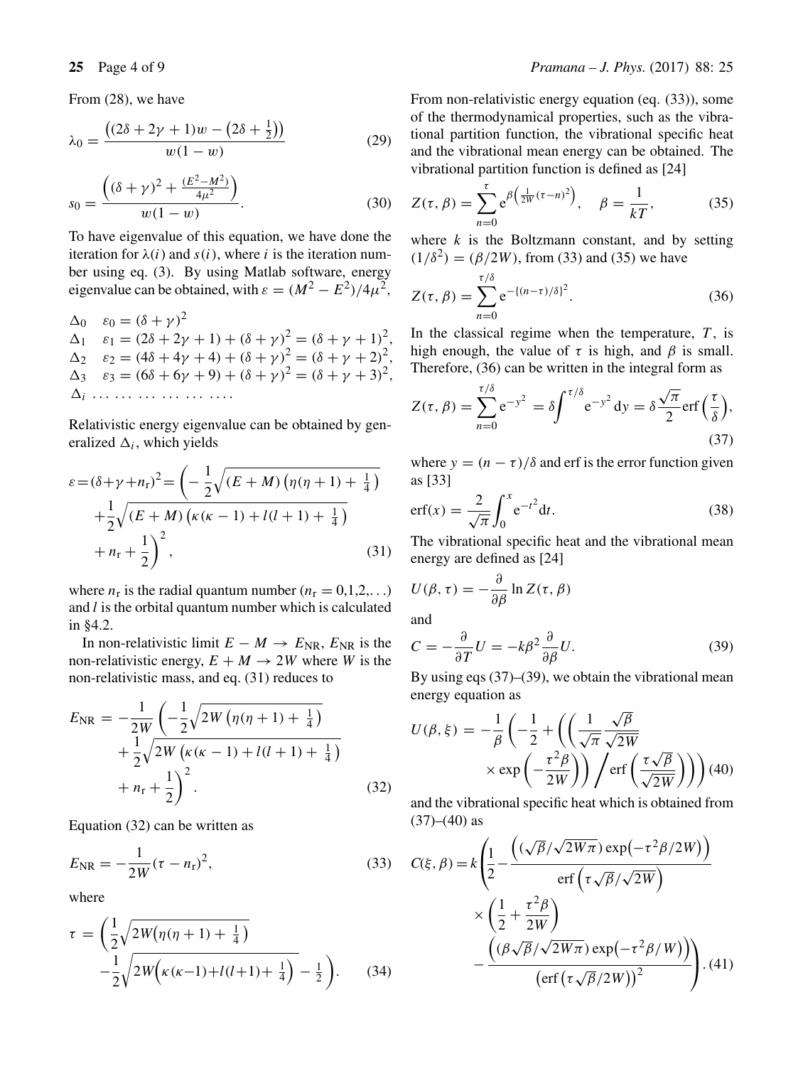From (28), we have

$$\lambda_0 = \frac{\left((2\delta + 2\gamma + 1)w - \left(2\delta + \frac{1}{2}\right)\right)}{w(1-w)} \tag{29}$$

$$s_0 = \frac{\left((\delta+\gamma)^2 + \frac{(E^2-M^2)}{4\mu^2}\right)}{w(1-w)}. \tag{30}$$

To have eigenvalue of this equation, we have done the iteration for $\lambda(i)$ and $s(i)$, where $i$ is the iteration number using eq. (3). By using Matlab software, energy eigenvalue can be obtained, with $\varepsilon = (M^2 - E^2)/4\mu^2$,

$\Delta_0 \quad \varepsilon_0 = (\delta+\gamma)^2$

$\Delta_1 \quad \varepsilon_1 = (2\delta + 2\gamma + 1) + (\delta+\gamma)^2 = (\delta+\gamma+1)^2,$

$\Delta_2 \quad \varepsilon_2 = (4\delta + 4\gamma + 4) + (\delta+\gamma)^2 = (\delta+\gamma+2)^2,$

$\Delta_3 \quad \varepsilon_3 = (6\delta + 6\gamma + 9) + (\delta+\gamma)^2 = (\delta+\gamma+3)^2,$

$\Delta_i \quad \ldots\ldots\ldots\ldots\ldots\ldots$

Relativistic energy eigenvalue can be obtained by generalized $\Delta_i$, which yields

$$\begin{aligned}\varepsilon = (\delta+\gamma+n_\mathrm{r})^2 = \Bigg(&-\frac{1}{2}\sqrt{(E+M)\left(\eta(\eta+1)+\frac{1}{4}\right)} \\ &+\frac{1}{2}\sqrt{(E+M)\left(\kappa(\kappa-1)+l(l+1)+\frac{1}{4}\right)} \\ &+n_\mathrm{r}+\frac{1}{2}\Bigg)^2,\end{aligned} \tag{31}$$

where $n_\mathrm{r}$ is the radial quantum number ($n_\mathrm{r} = 0,1,2,\ldots$) and $l$ is the orbital quantum number which is calculated in §4.2.

In non-relativistic limit $E - M \to E_{\mathrm{NR}}$, $E_{\mathrm{NR}}$ is the non-relativistic energy, $E + M \to 2W$ where $W$ is the non-relativistic mass, and eq. (31) reduces to

$$\begin{aligned}E_{\mathrm{NR}} = -\frac{1}{2W}\Bigg(&-\frac{1}{2}\sqrt{2W\left(\eta(\eta+1)+\frac{1}{4}\right)} \\ &+\frac{1}{2}\sqrt{2W\left(\kappa(\kappa-1)+l(l+1)+\frac{1}{4}\right)} \\ &+n_\mathrm{r}+\frac{1}{2}\Bigg)^2.\end{aligned} \tag{32}$$

Equation (32) can be written as

$$E_{\mathrm{NR}} = -\frac{1}{2W}(\tau - n_\mathrm{r})^2, \tag{33}$$

where

$$\begin{aligned}\tau = \Bigg(&\frac{1}{2}\sqrt{2W\left(\eta(\eta+1)+\frac{1}{4}\right)} \\ &-\frac{1}{2}\sqrt{2W\left(\kappa(\kappa-1)+l(l+1)+\frac{1}{4}\right)}-\frac{1}{2}\Bigg).\end{aligned} \tag{34}$$

From non-relativistic energy equation (eq. (33)), some of the thermodynamical properties, such as the vibrational partition function, the vibrational specific heat and the vibrational mean energy can be obtained. The vibrational partition function is defined as [24]

$$Z(\tau,\beta) = \sum_{n=0}^{\tau} \mathrm{e}^{\beta\left(\frac{1}{2W}(\tau-n)^2\right)}, \quad \beta = \frac{1}{kT}, \tag{35}$$

where $k$ is the Boltzmann constant, and by setting $(1/\delta^2) = (\beta/2W)$, from (33) and (35) we have

$$Z(\tau,\beta) = \sum_{n=0}^{\tau/\delta} \mathrm{e}^{-\{(n-\tau)/\delta\}^2}. \tag{36}$$

In the classical regime when the temperature, $T$, is high enough, the value of $\tau$ is high, and $\beta$ is small. Therefore, (36) can be written in the integral form as

$$Z(\tau,\beta) = \sum_{n=0}^{\tau/\delta} \mathrm{e}^{-y^2} = \delta\int^{\tau/\delta} \mathrm{e}^{-y^2}\,\mathrm{d}y = \delta\frac{\sqrt{\pi}}{2}\mathrm{erf}\left(\frac{\tau}{\delta}\right), \tag{37}$$

where $y = (n-\tau)/\delta$ and erf is the error function given as [33]

$$\mathrm{erf}(x) = \frac{2}{\sqrt{\pi}}\int_0^x \mathrm{e}^{-t^2}\mathrm{d}t. \tag{38}$$

The vibrational specific heat and the vibrational mean energy are defined as [24]

$$U(\beta,\tau) = -\frac{\partial}{\partial\beta}\ln Z(\tau,\beta)$$

and

$$C = -\frac{\partial}{\partial T}U = -k\beta^2\frac{\partial}{\partial\beta}U. \tag{39}$$

By using eqs (37)–(39), we obtain the vibrational mean energy equation as

$$U(\beta,\xi) = -\frac{1}{\beta}\left(-\frac{1}{2} + \left(\left(\frac{1}{\sqrt{\pi}}\frac{\sqrt{\beta}}{\sqrt{2W}} \times \exp\left(-\frac{\tau^2\beta}{2W}\right)\right)\Bigg/\mathrm{erf}\left(\frac{\tau\sqrt{\beta}}{\sqrt{2W}}\right)\right)\right) \tag{40}$$

and the vibrational specific heat which is obtained from (37)–(40) as

$$\begin{aligned}C(\xi,\beta) = k\Bigg(&\frac{1}{2} - \frac{\left((\sqrt{\beta}/\sqrt{2W\pi})\exp\left(-\tau^2\beta/2W\right)\right)}{\mathrm{erf}\left(\tau\sqrt{\beta}/\sqrt{2W}\right)} \\ &\times\left(\frac{1}{2}+\frac{\tau^2\beta}{2W}\right) \\ &-\frac{\left((\beta\sqrt{\beta}/\sqrt{2W\pi})\exp\left(-\tau^2\beta/W\right)\right)}{\left(\mathrm{erf}\left(\tau\sqrt{\beta}/2W\right)\right)^2}\Bigg).\end{aligned} \tag{41}$$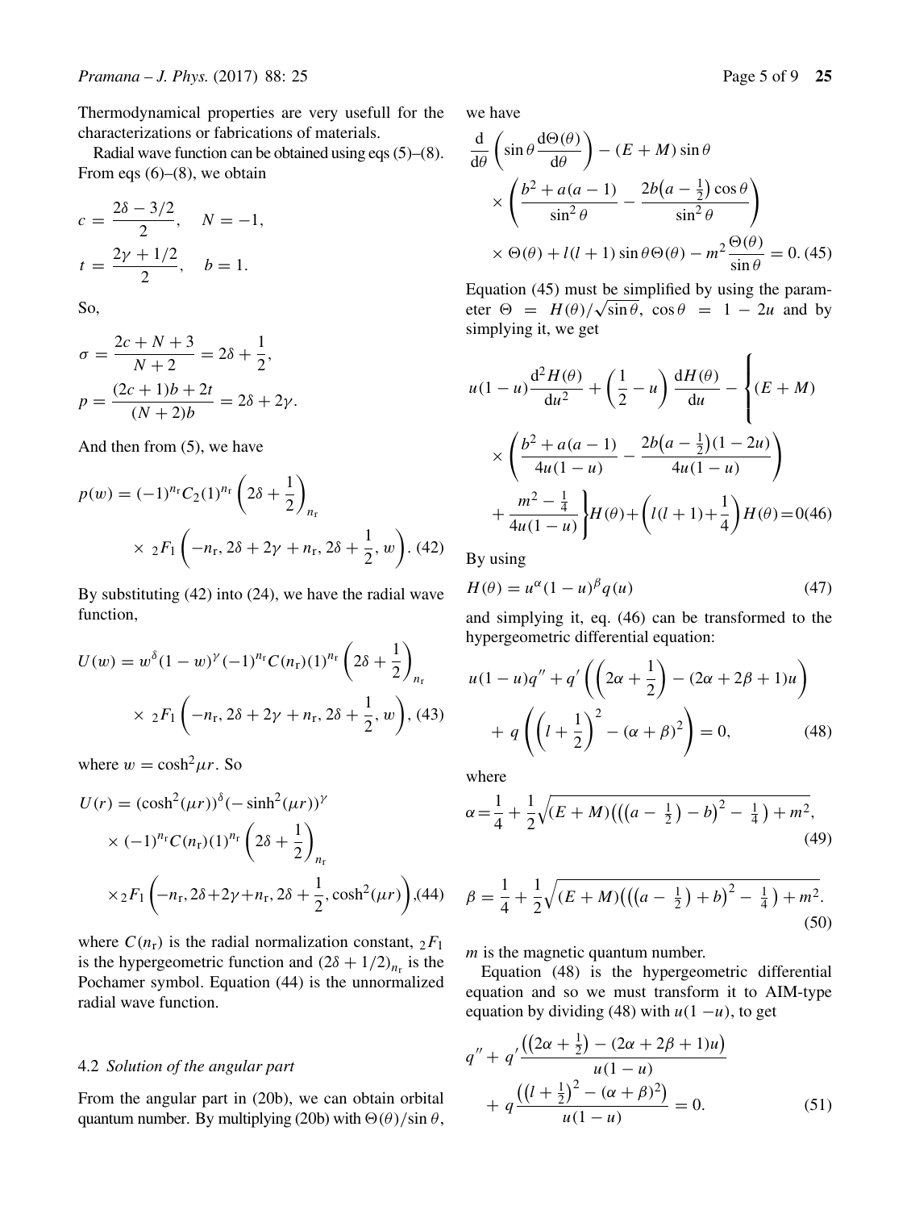Thermodynamical properties are very usefull for the characterizations or fabrications of materials.

Radial wave function can be obtained using eqs (5)–(8). From eqs (6)–(8), we obtain

$$c = \frac{2\delta - 3/2}{2}, \quad N = -1,$$

$$t = \frac{2\gamma + 1/2}{2}, \quad b = 1.$$

So,

$$\sigma = \frac{2c + N + 3}{N + 2} = 2\delta + \frac{1}{2},$$

$$p = \frac{(2c+1)b + 2t}{(N+2)b} = 2\delta + 2\gamma.$$

And then from (5), we have

$$p(w) = (-1)^{n_r} C_2 (1)^{n_r} \left(2\delta + \frac{1}{2}\right)_{n_r} \times {}_2F_1\left(-n_r, 2\delta + 2\gamma + n_r, 2\delta + \frac{1}{2}, w\right). \quad (42)$$

By substituting (42) into (24), we have the radial wave function,

$$U(w) = w^{\delta}(1-w)^{\gamma}(-1)^{n_r} C(n_r)(1)^{n_r}\left(2\delta + \frac{1}{2}\right)_{n_r} \times {}_2F_1\left(-n_r, 2\delta + 2\gamma + n_r, 2\delta + \frac{1}{2}, w\right), \quad (43)$$

where $w = \cosh^2 \mu r$. So

$$U(r) = (\cosh^2(\mu r))^{\delta}(-\sinh^2(\mu r))^{\gamma} \times (-1)^{n_r} C(n_r)(1)^{n_r}\left(2\delta + \frac{1}{2}\right)_{n_r} \times {}_2F_1\left(-n_r, 2\delta + 2\gamma + n_r, 2\delta + \frac{1}{2}, \cosh^2(\mu r)\right), \quad (44)$$

where $C(n_r)$ is the radial normalization constant, ${}_2F_1$ is the hypergeometric function and $(2\delta + 1/2)_{n_r}$ is the Pochamer symbol. Equation (44) is the unnormalized radial wave function.

### 4.2 *Solution of the angular part*

From the angular part in (20b), we can obtain orbital quantum number. By multiplying (20b) with $\Theta(\theta)/\sin\theta$, we have

$$\frac{d}{d\theta}\left(\sin\theta \frac{d\Theta(\theta)}{d\theta}\right) - (E + M)\sin\theta \times \left(\frac{b^2 + a(a-1)}{\sin^2\theta} - \frac{2b\left(a - \frac{1}{2}\right)\cos\theta}{\sin^2\theta}\right) \times \Theta(\theta) + l(l+1)\sin\theta\,\Theta(\theta) - m^2 \frac{\Theta(\theta)}{\sin\theta} = 0. \quad (45)$$

Equation (45) must be simplified by using the parameter $\Theta = H(\theta)/\sqrt{\sin\theta}$, $\cos\theta = 1 - 2u$ and by simplying it, we get

$$u(1-u)\frac{d^2 H(\theta)}{du^2} + \left(\frac{1}{2} - u\right)\frac{dH(\theta)}{du} - \left\{(E+M) \times \left(\frac{b^2 + a(a-1)}{4u(1-u)} - \frac{2b\left(a - \frac{1}{2}\right)(1-2u)}{4u(1-u)}\right) + \frac{m^2 - \frac{1}{4}}{4u(1-u)}\right\}H(\theta) + \left(l(l+1) + \frac{1}{4}\right)H(\theta) = 0 \quad (46)$$

By using

$$H(\theta) = u^{\alpha}(1-u)^{\beta} q(u) \quad (47)$$

and simplying it, eq. (46) can be transformed to the hypergeometric differential equation:

$$u(1-u)q'' + q'\left(\left(2\alpha + \frac{1}{2}\right) - (2\alpha + 2\beta + 1)u\right) + q\left(\left(l + \frac{1}{2}\right)^2 - (\alpha + \beta)^2\right) = 0, \quad (48)$$

where

$$\alpha = \frac{1}{4} + \frac{1}{2}\sqrt{(E+M)\left(\left(\left(a - \frac{1}{2}\right) - b\right)^2 - \frac{1}{4}\right) + m^2}, \quad (49)$$

$$\beta = \frac{1}{4} + \frac{1}{2}\sqrt{(E+M)\left(\left(\left(a - \frac{1}{2}\right) + b\right)^2 - \frac{1}{4}\right) + m^2}. \quad (50)$$

$m$ is the magnetic quantum number.

Equation (48) is the hypergeometric differential equation and so we must transform it to AIM-type equation by dividing (48) with $u(1-u)$, to get

$$q'' + q'\frac{\left(\left(2\alpha + \frac{1}{2}\right) - (2\alpha + 2\beta + 1)u\right)}{u(1-u)} + q\frac{\left(\left(l + \frac{1}{2}\right)^2 - (\alpha + \beta)^2\right)}{u(1-u)} = 0. \quad (51)$$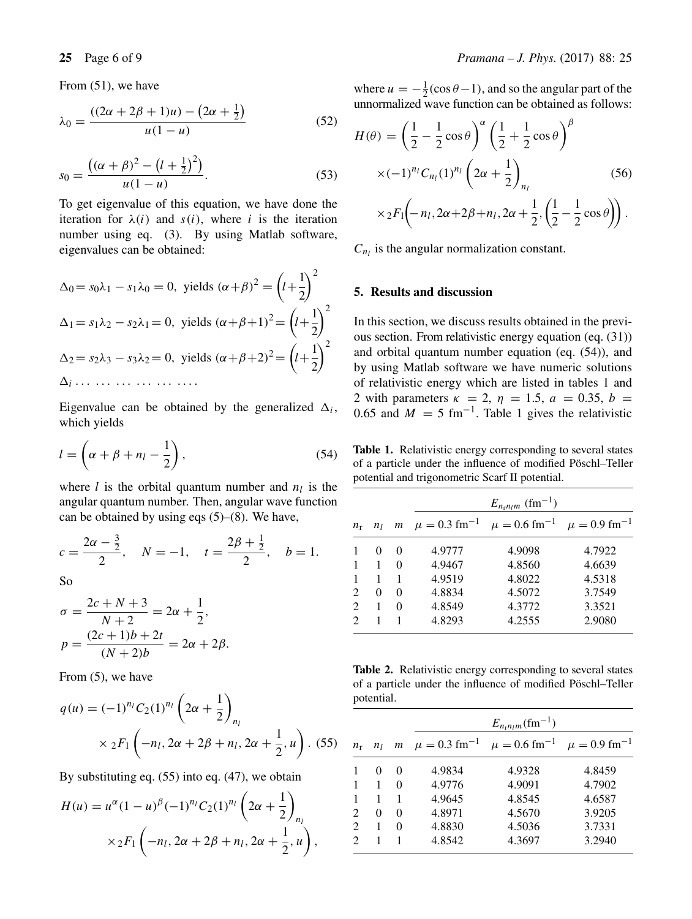From (51), we have

$$\lambda_0 = \frac{((2\alpha + 2\beta + 1)u) - \left(2\alpha + \frac{1}{2}\right)}{u(1-u)} \tag{52}$$

$$s_0 = \frac{\left((\alpha+\beta)^2 - \left(l + \frac{1}{2}\right)^2\right)}{u(1-u)}. \tag{53}$$

To get eigenvalue of this equation, we have done the iteration for $\lambda(i)$ and $s(i)$, where $i$ is the iteration number using eq. (3). By using Matlab software, eigenvalues can be obtained:

$$\Delta_0 = s_0\lambda_1 - s_1\lambda_0 = 0, \text{ yields } (\alpha+\beta)^2 = \left(l+\frac{1}{2}\right)^2$$

$$\Delta_1 = s_1\lambda_2 - s_2\lambda_1 = 0, \text{ yields } (\alpha+\beta+1)^2 = \left(l+\frac{1}{2}\right)^2$$

$$\Delta_2 = s_2\lambda_3 - s_3\lambda_2 = 0, \text{ yields } (\alpha+\beta+2)^2 = \left(l+\frac{1}{2}\right)^2$$

$\Delta_i \ldots \ldots \ldots \ldots \ldots \ldots \ldots$

Eigenvalue can be obtained by the generalized $\Delta_i$, which yields

$$l = \left(\alpha + \beta + n_l - \frac{1}{2}\right), \tag{54}$$

where $l$ is the orbital quantum number and $n_l$ is the angular quantum number. Then, angular wave function can be obtained by using eqs (5)–(8). We have,

$$c = \frac{2\alpha - \frac{3}{2}}{2}, \quad N = -1, \quad t = \frac{2\beta + \frac{1}{2}}{2}, \quad b = 1.$$

So

$$\sigma = \frac{2c + N + 3}{N+2} = 2\alpha + \frac{1}{2},$$

$$p = \frac{(2c+1)b + 2t}{(N+2)b} = 2\alpha + 2\beta.$$

From (5), we have

$$q(u) = (-1)^{n_l} C_2 (1)^{n_l} \left(2\alpha + \frac{1}{2}\right)_{n_l} \times {}_2F_1\left(-n_l, 2\alpha + 2\beta + n_l, 2\alpha + \frac{1}{2}, u\right). \tag{55}$$

By substituting eq. (55) into eq. (47), we obtain

$$H(u) = u^{\alpha}(1-u)^{\beta}(-1)^{n_l} C_2 (1)^{n_l} \left(2\alpha + \frac{1}{2}\right)_{n_l} \times {}_2F_1\left(-n_l, 2\alpha + 2\beta + n_l, 2\alpha + \frac{1}{2}, u\right),$$

where $u = -\frac{1}{2}(\cos\theta - 1)$, and so the angular part of the unnormalized wave function can be obtained as follows:

$$H(\theta) = \left(\frac{1}{2} - \frac{1}{2}\cos\theta\right)^{\alpha}\left(\frac{1}{2} + \frac{1}{2}\cos\theta\right)^{\beta} \times (-1)^{n_l} C_{n_l} (1)^{n_l} \left(2\alpha + \frac{1}{2}\right)_{n_l} \times {}_2F_1\left(-n_l, 2\alpha + 2\beta + n_l, 2\alpha + \frac{1}{2}, \left(\frac{1}{2} - \frac{1}{2}\cos\theta\right)\right). \tag{56}$$

$C_{n_l}$ is the angular normalization constant.

## 5. Results and discussion

In this section, we discuss results obtained in the previous section. From relativistic energy equation (eq. (31)) and orbital quantum number equation (eq. (54)), and by using Matlab software we have numeric solutions of relativistic energy which are listed in tables 1 and 2 with parameters $\kappa = 2$, $\eta = 1.5$, $a = 0.35$, $b = 0.65$ and $M = 5$ fm$^{-1}$. Table 1 gives the relativistic

**Table 1.** Relativistic energy corresponding to several states of a particle under the influence of modified Pöschl–Teller potential and trigonometric Scarf II potential.

| | | | $E_{n_r n_l m}$ (fm$^{-1}$) | | |
|---|---|---|---|---|---|
| $n_r$ | $n_l$ | $m$ | $\mu = 0.3$ fm$^{-1}$ | $\mu = 0.6$ fm$^{-1}$ | $\mu = 0.9$ fm$^{-1}$ |
| 1 | 0 | 0 | 4.9777 | 4.9098 | 4.7922 |
| 1 | 1 | 0 | 4.9467 | 4.8560 | 4.6639 |
| 1 | 1 | 1 | 4.9519 | 4.8022 | 4.5318 |
| 2 | 0 | 0 | 4.8834 | 4.5072 | 3.7549 |
| 2 | 1 | 0 | 4.8549 | 4.3772 | 3.3521 |
| 2 | 1 | 1 | 4.8293 | 4.2555 | 2.9080 |

**Table 2.** Relativistic energy corresponding to several states of a particle under the influence of modified Pöschl–Teller potential.

| | | | $E_{n_r n_l m}$(fm$^{-1}$) | | |
|---|---|---|---|---|---|
| $n_r$ | $n_l$ | $m$ | $\mu = 0.3$ fm$^{-1}$ | $\mu = 0.6$ fm$^{-1}$ | $\mu = 0.9$ fm$^{-1}$ |
| 1 | 0 | 0 | 4.9834 | 4.9328 | 4.8459 |
| 1 | 1 | 0 | 4.9776 | 4.9091 | 4.7902 |
| 1 | 1 | 1 | 4.9645 | 4.8545 | 4.6587 |
| 2 | 0 | 0 | 4.8971 | 4.5670 | 3.9205 |
| 2 | 1 | 0 | 4.8830 | 4.5036 | 3.7331 |
| 2 | 1 | 1 | 4.8542 | 4.3697 | 3.2940 |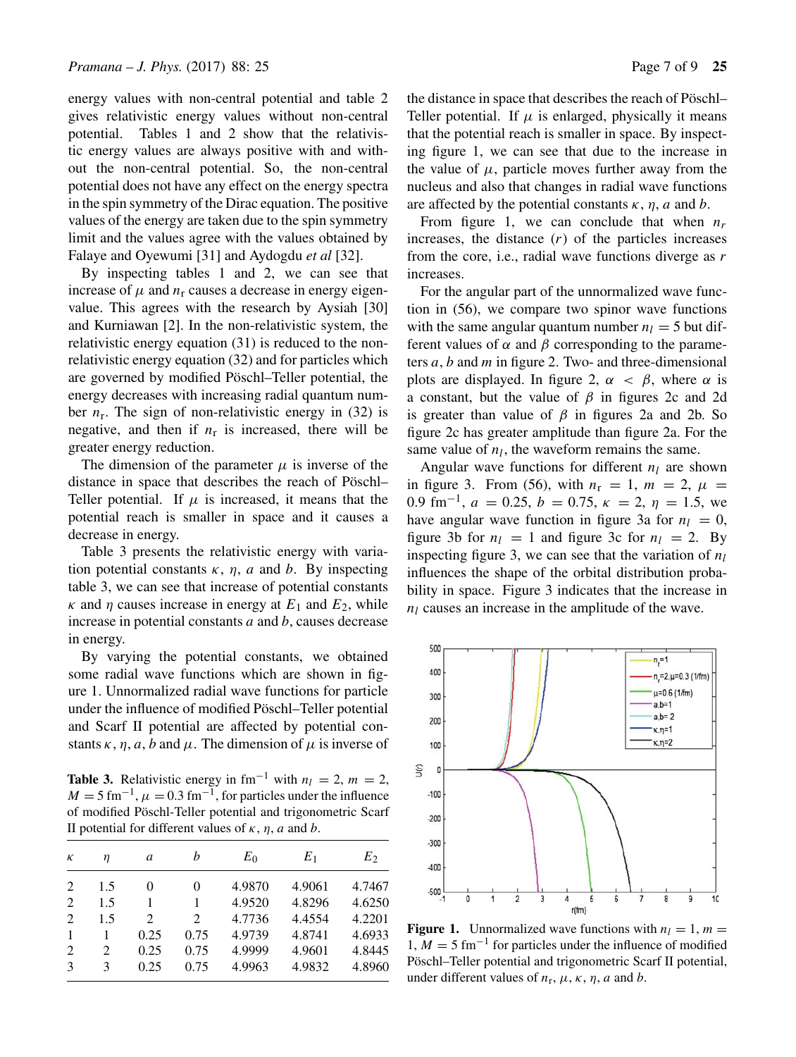energy values with non-central potential and table 2 gives relativistic energy values without non-central potential. Tables 1 and 2 show that the relativistic energy values are always positive with and without the non-central potential. So, the non-central potential does not have any effect on the energy spectra in the spin symmetry of the Dirac equation. The positive values of the energy are taken due to the spin symmetry limit and the values agree with the values obtained by Falaye and Oyewumi [31] and Aydogdu *et al* [32].

By inspecting tables 1 and 2, we can see that increase of $\mu$ and $n_r$ causes a decrease in energy eigenvalue. This agrees with the research by Aysiah [30] and Kurniawan [2]. In the non-relativistic system, the relativistic energy equation (31) is reduced to the non-relativistic energy equation (32) and for particles which are governed by modified Pöschl–Teller potential, the energy decreases with increasing radial quantum number $n_r$. The sign of non-relativistic energy in (32) is negative, and then if $n_r$ is increased, there will be greater energy reduction.

The dimension of the parameter $\mu$ is inverse of the distance in space that describes the reach of Pöschl–Teller potential. If $\mu$ is increased, it means that the potential reach is smaller in space and it causes a decrease in energy.

Table 3 presents the relativistic energy with variation potential constants $\kappa$, $\eta$, $a$ and $b$. By inspecting table 3, we can see that increase of potential constants $\kappa$ and $\eta$ causes increase in energy at $E_1$ and $E_2$, while increase in potential constants $a$ and $b$, causes decrease in energy.

By varying the potential constants, we obtained some radial wave functions which are shown in figure 1. Unnormalized radial wave functions for particle under the influence of modified Pöschl–Teller potential and Scarf II potential are affected by potential constants $\kappa$, $\eta$, $a$, $b$ and $\mu$. The dimension of $\mu$ is inverse of the distance in space that describes the reach of Pöschl–Teller potential. If $\mu$ is enlarged, physically it means that the potential reach is smaller in space. By inspecting figure 1, we can see that due to the increase in the value of $\mu$, particle moves further away from the nucleus and also that changes in radial wave functions are affected by the potential constants $\kappa$, $\eta$, $a$ and $b$.

From figure 1, we can conclude that when $n_r$ increases, the distance ($r$) of the particles increases from the core, i.e., radial wave functions diverge as $r$ increases.

For the angular part of the unnormalized wave function in (56), we compare two spinor wave functions with the same angular quantum number $n_l = 5$ but different values of $\alpha$ and $\beta$ corresponding to the parameters $a$, $b$ and $m$ in figure 2. Two- and three-dimensional plots are displayed. In figure 2, $\alpha < \beta$, where $\alpha$ is a constant, but the value of $\beta$ in figures 2c and 2d is greater than value of $\beta$ in figures 2a and 2b. So figure 2c has greater amplitude than figure 2a. For the same value of $n_l$, the waveform remains the same.

Angular wave functions for different $n_l$ are shown in figure 3. From (56), with $n_r = 1$, $m = 2$, $\mu = 0.9\ \text{fm}^{-1}$, $a = 0.25$, $b = 0.75$, $\kappa = 2$, $\eta = 1.5$, we have angular wave function in figure 3a for $n_l = 0$, figure 3b for $n_l = 1$ and figure 3c for $n_l = 2$. By inspecting figure 3, we can see that the variation of $n_l$ influences the shape of the orbital distribution probability in space. Figure 3 indicates that the increase in $n_l$ causes an increase in the amplitude of the wave.

**Table 3.** Relativistic energy in $\text{fm}^{-1}$ with $n_l = 2$, $m = 2$, $M = 5\ \text{fm}^{-1}$, $\mu = 0.3\ \text{fm}^{-1}$, for particles under the influence of modified Pöschl-Teller potential and trigonometric Scarf II potential for different values of $\kappa$, $\eta$, $a$ and $b$.

| $\kappa$ | $\eta$ | $a$ | $b$ | $E_0$ | $E_1$ | $E_2$ |
|---|---|---|---|---|---|---|
| 2 | 1.5 | 0 | 0 | 4.9870 | 4.9061 | 4.7467 |
| 2 | 1.5 | 1 | 1 | 4.9520 | 4.8296 | 4.6250 |
| 2 | 1.5 | 2 | 2 | 4.7736 | 4.4554 | 4.2201 |
| 1 | 1 | 0.25 | 0.75 | 4.9739 | 4.8741 | 4.6933 |
| 2 | 2 | 0.25 | 0.75 | 4.9999 | 4.9601 | 4.8445 |
| 3 | 3 | 0.25 | 0.75 | 4.9963 | 4.9832 | 4.8960 |

**Figure 1.** Unnormalized wave functions with $n_l = 1$, $m = 1$, $M = 5\ \text{fm}^{-1}$ for particles under the influence of modified Pöschl–Teller potential and trigonometric Scarf II potential, under different values of $n_r$, $\mu$, $\kappa$, $\eta$, $a$ and $b$.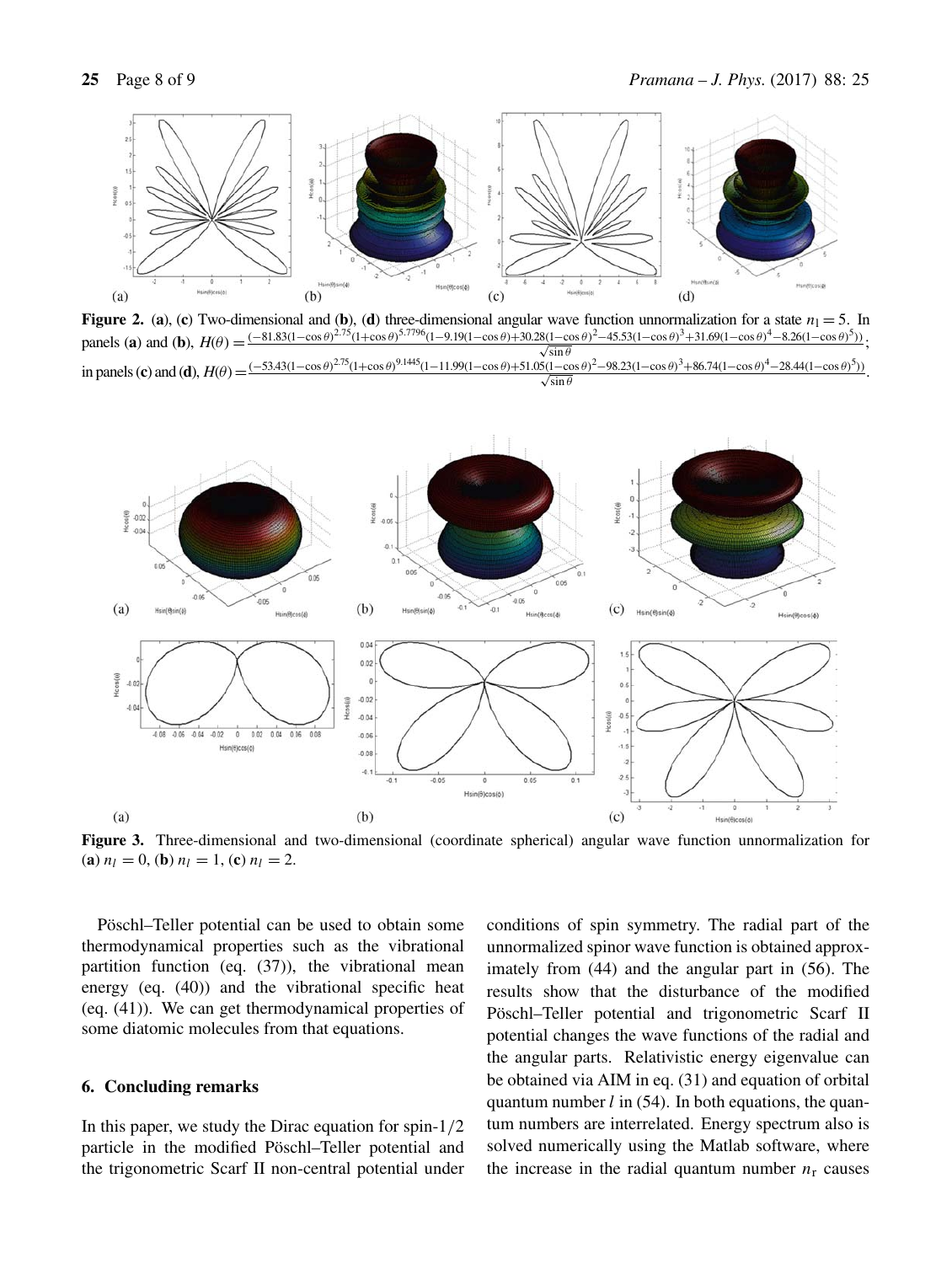**Figure 2.** (**a**), (**c**) Two-dimensional and (**b**), (**d**) three-dimensional angular wave function unnormalization for a state $n_l = 5$. In panels (**a**) and (**b**), $H(\theta) = \frac{(-81.83(1-\cos\theta)^{2.75}(1+\cos\theta)^{5.7796}(1-9.19(1-\cos\theta)+30.28(1-\cos\theta)^2-45.53(1-\cos\theta)^3+31.69(1-\cos\theta)^4-8.26(1-\cos\theta)^5))}{\sqrt{\sin\theta}}$; in panels (**c**) and (**d**), $H(\theta) = \frac{(-53.43(1-\cos\theta)^{2.75}(1+\cos\theta)^{9.1445}(1-11.99(1-\cos\theta)+51.05(1-\cos\theta)^2-98.23(1-\cos\theta)^3+86.74(1-\cos\theta)^4-28.44(1-\cos\theta)^5))}{\sqrt{\sin\theta}}$.

**Figure 3.** Three-dimensional and two-dimensional (coordinate spherical) angular wave function unnormalization for (**a**) $n_l = 0$, (**b**) $n_l = 1$, (**c**) $n_l = 2$.

Pöschl–Teller potential can be used to obtain some thermodynamical properties such as the vibrational partition function (eq. (37)), the vibrational mean energy (eq. (40)) and the vibrational specific heat (eq. (41)). We can get thermodynamical properties of some diatomic molecules from that equations.

## 6. Concluding remarks

In this paper, we study the Dirac equation for spin-1/2 particle in the modified Pöschl–Teller potential and the trigonometric Scarf II non-central potential under conditions of spin symmetry. The radial part of the unnormalized spinor wave function is obtained approximately from (44) and the angular part in (56). The results show that the disturbance of the modified Pöschl–Teller potential and trigonometric Scarf II potential changes the wave functions of the radial and the angular parts. Relativistic energy eigenvalue can be obtained via AIM in eq. (31) and equation of orbital quantum number $l$ in (54). In both equations, the quantum numbers are interrelated. Energy spectrum also is solved numerically using the Matlab software, where the increase in the radial quantum number $n_r$ causes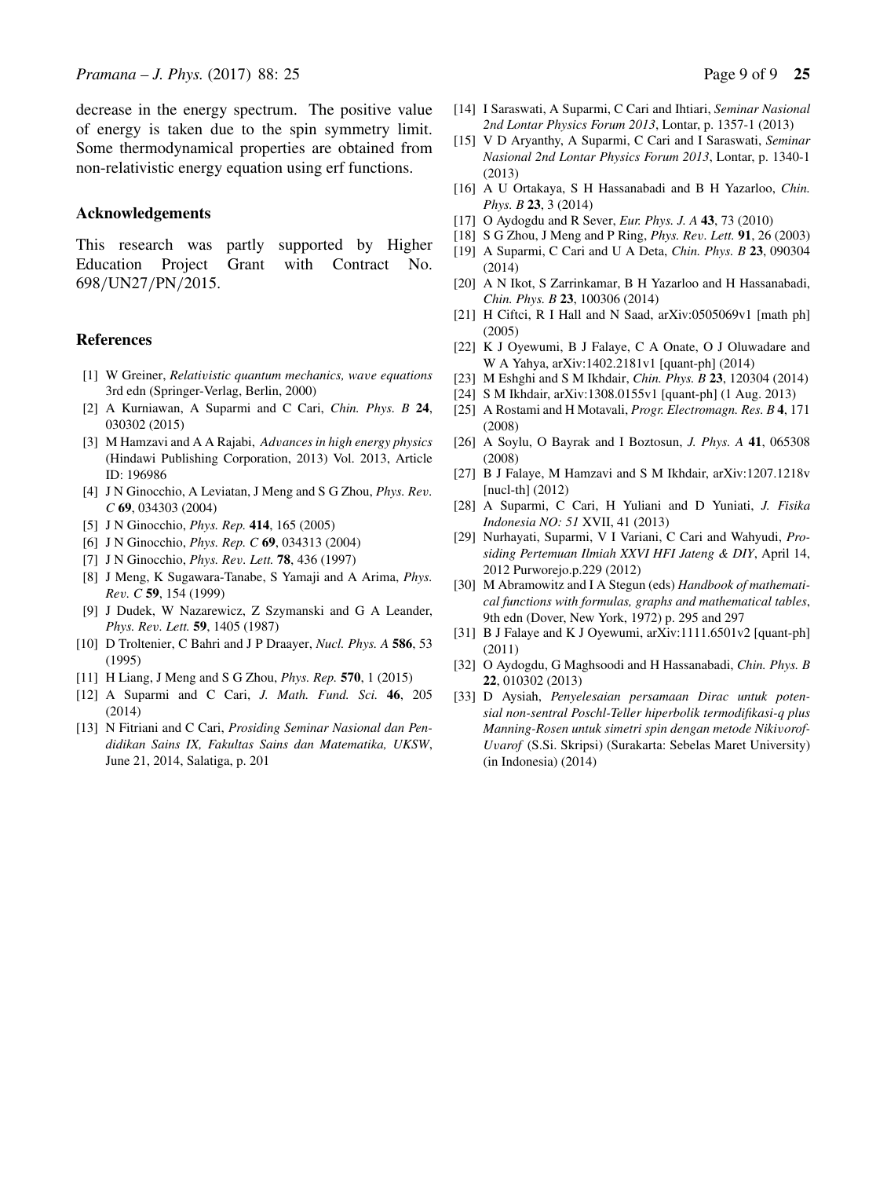decrease in the energy spectrum. The positive value of energy is taken due to the spin symmetry limit. Some thermodynamical properties are obtained from non-relativistic energy equation using erf functions.

## Acknowledgements

This research was partly supported by Higher Education Project Grant with Contract No. 698/UN27/PN/2015.

## References

[1] W Greiner, *Relativistic quantum mechanics, wave equations* 3rd edn (Springer-Verlag, Berlin, 2000)

[2] A Kurniawan, A Suparmi and C Cari, *Chin. Phys. B* **24**, 030302 (2015)

[3] M Hamzavi and A A Rajabi, *Advances in high energy physics* (Hindawi Publishing Corporation, 2013) Vol. 2013, Article ID: 196986

[4] J N Ginocchio, A Leviatan, J Meng and S G Zhou, *Phys. Rev. C* **69**, 034303 (2004)

[5] J N Ginocchio, *Phys. Rep.* **414**, 165 (2005)

[6] J N Ginocchio, *Phys. Rep. C* **69**, 034313 (2004)

[7] J N Ginocchio, *Phys. Rev. Lett.* **78**, 436 (1997)

[8] J Meng, K Sugawara-Tanabe, S Yamaji and A Arima, *Phys. Rev. C* **59**, 154 (1999)

[9] J Dudek, W Nazarewicz, Z Szymanski and G A Leander, *Phys. Rev. Lett.* **59**, 1405 (1987)

[10] D Troltenier, C Bahri and J P Draayer, *Nucl. Phys. A* **586**, 53 (1995)

[11] H Liang, J Meng and S G Zhou, *Phys. Rep.* **570**, 1 (2015)

[12] A Suparmi and C Cari, *J. Math. Fund. Sci.* **46**, 205 (2014)

[13] N Fitriani and C Cari, *Prosiding Seminar Nasional dan Pendidikan Sains IX, Fakultas Sains dan Matematika, UKSW*, June 21, 2014, Salatiga, p. 201

[14] I Saraswati, A Suparmi, C Cari and Ihtiari, *Seminar Nasional 2nd Lontar Physics Forum 2013*, Lontar, p. 1357-1 (2013)

[15] V D Aryanthy, A Suparmi, C Cari and I Saraswati, *Seminar Nasional 2nd Lontar Physics Forum 2013*, Lontar, p. 1340-1 (2013)

[16] A U Ortakaya, S H Hassanabadi and B H Yazarloo, *Chin. Phys. B* **23**, 3 (2014)

[17] O Aydogdu and R Sever, *Eur. Phys. J. A* **43**, 73 (2010)

[18] S G Zhou, J Meng and P Ring, *Phys. Rev. Lett.* **91**, 26 (2003)

[19] A Suparmi, C Cari and U A Deta, *Chin. Phys. B* **23**, 090304 (2014)

[20] A N Ikot, S Zarrinkamar, B H Yazarloo and H Hassanabadi, *Chin. Phys. B* **23**, 100306 (2014)

[21] H Ciftci, R I Hall and N Saad, arXiv:0505069v1 [math ph] (2005)

[22] K J Oyewumi, B J Falaye, C A Onate, O J Oluwadare and W A Yahya, arXiv:1402.2181v1 [quant-ph] (2014)

[23] M Eshghi and S M Ikhdair, *Chin. Phys. B* **23**, 120304 (2014)

[24] S M Ikhdair, arXiv:1308.0155v1 [quant-ph] (1 Aug. 2013)

[25] A Rostami and H Motavali, *Progr. Electromagn. Res. B* **4**, 171 (2008)

[26] A Soylu, O Bayrak and I Boztosun, *J. Phys. A* **41**, 065308 (2008)

[27] B J Falaye, M Hamzavi and S M Ikhdair, arXiv:1207.1218v [nucl-th] (2012)

[28] A Suparmi, C Cari, H Yuliani and D Yuniati, *J. Fisika Indonesia NO: 51* XVII, 41 (2013)

[29] Nurhayati, Suparmi, V I Variani, C Cari and Wahyudi, *Prosiding Pertemuan Ilmiah XXVI HFI Jateng & DIY*, April 14, 2012 Purworejo.p.229 (2012)

[30] M Abramowitz and I A Stegun (eds) *Handbook of mathematical functions with formulas, graphs and mathematical tables*, 9th edn (Dover, New York, 1972) p. 295 and 297

[31] B J Falaye and K J Oyewumi, arXiv:1111.6501v2 [quant-ph] (2011)

[32] O Aydogdu, G Maghsoodi and H Hassanabadi, *Chin. Phys. B* **22**, 010302 (2013)

[33] D Aysiah, *Penyelesaian persamaan Dirac untuk potensial non-sentral Poschl-Teller hiperbolik termodifikasi-q plus Manning-Rosen untuk simetri spin dengan metode Nikivorof-Uvarof* (S.Si. Skripsi) (Surakarta: Sebelas Maret University) (in Indonesia) (2014)